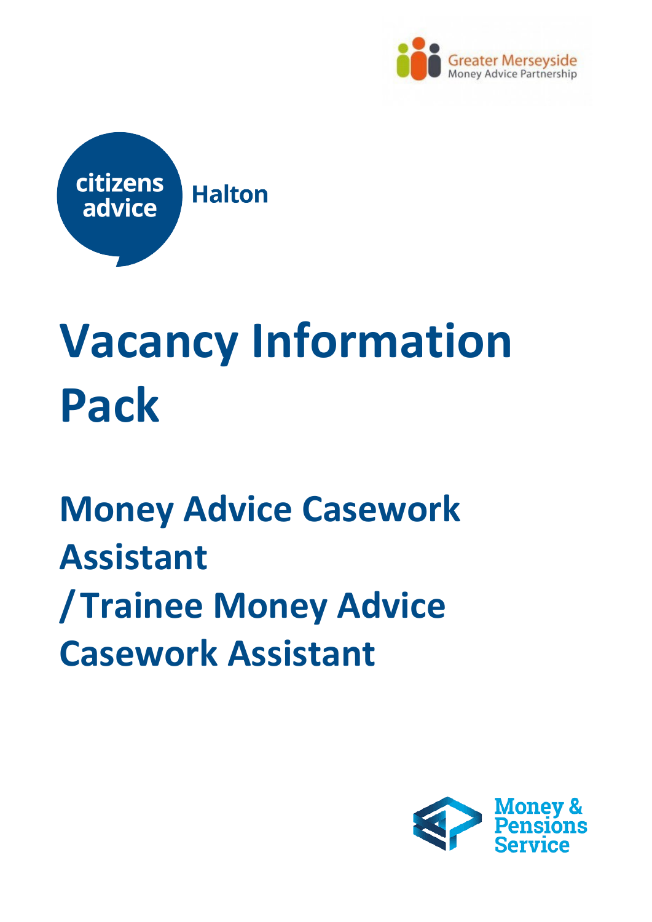Greater Merseyside
Money Advice Partnership

citizens advice Halton

# Vacancy Information Pack

## Money Advice Casework Assistant /Trainee Money Advice Casework Assistant

Money & Pensions Service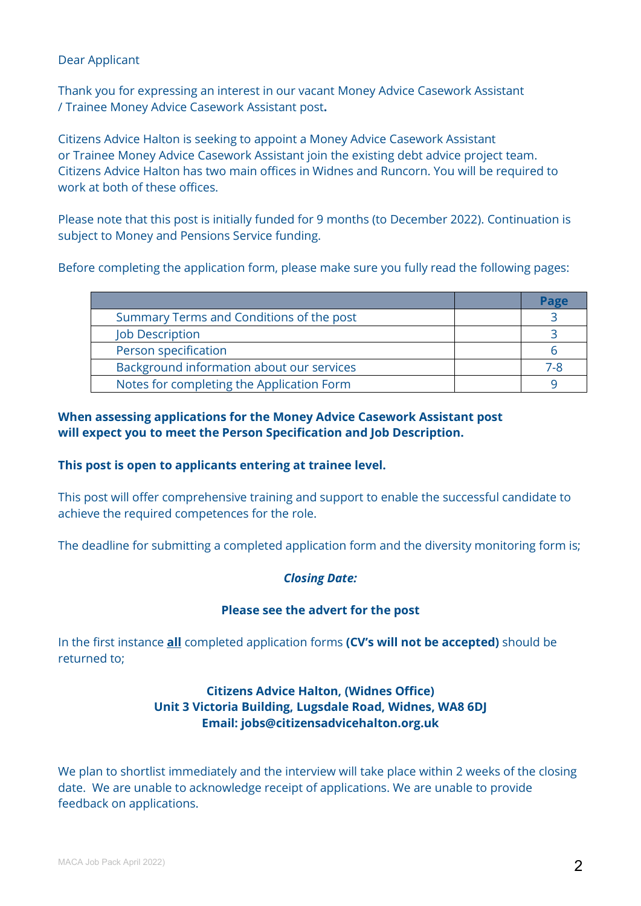Dear Applicant

Thank you for expressing an interest in our vacant Money Advice Casework Assistant / Trainee Money Advice Casework Assistant post**.**

Citizens Advice Halton is seeking to appoint a Money Advice Casework Assistant or Trainee Money Advice Casework Assistant join the existing debt advice project team. Citizens Advice Halton has two main offices in Widnes and Runcorn. You will be required to work at both of these offices.

Please note that this post is initially funded for 9 months (to December 2022). Continuation is subject to Money and Pensions Service funding.

Before completing the application form, please make sure you fully read the following pages:

| | | Page |
|---|---|---|
| Summary Terms and Conditions of the post | | 3 |
| Job Description | | 3 |
| Person specification | | 6 |
| Background information about our services | | 7-8 |
| Notes for completing the Application Form | | 9 |

**When assessing applications for the Money Advice Casework Assistant post will expect you to meet the Person Specification and Job Description.**

**This post is open to applicants entering at trainee level.**

This post will offer comprehensive training and support to enable the successful candidate to achieve the required competences for the role.

The deadline for submitting a completed application form and the diversity monitoring form is;

***Closing Date:***

**Please see the advert for the post**

In the first instance **all** completed application forms **(CV's will not be accepted)** should be returned to;

**Citizens Advice Halton, (Widnes Office)**
**Unit 3 Victoria Building, Lugsdale Road, Widnes, WA8 6DJ**
**Email: jobs@citizensadvicehalton.org.uk**

We plan to shortlist immediately and the interview will take place within 2 weeks of the closing date. We are unable to acknowledge receipt of applications. We are unable to provide feedback on applications.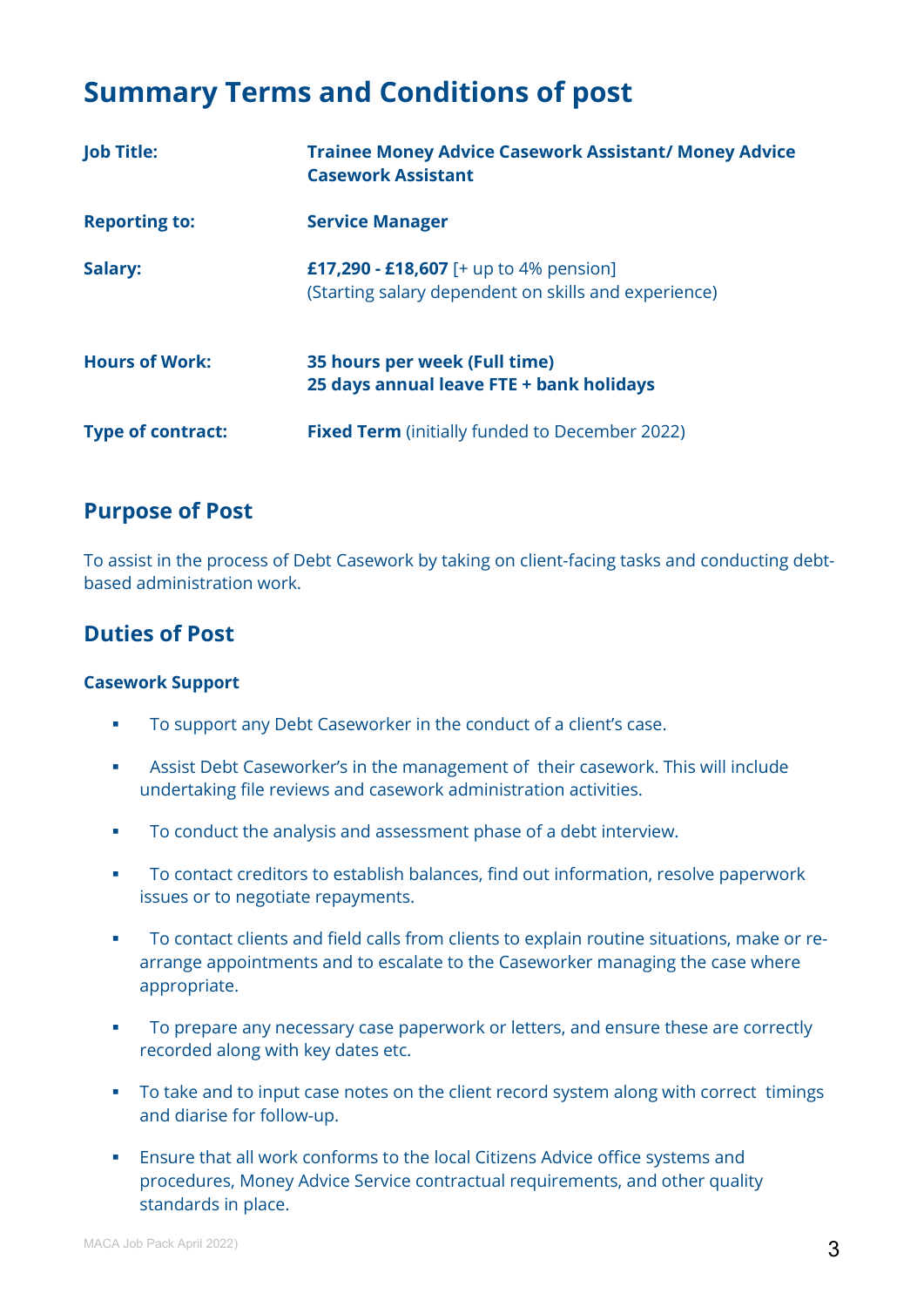# Summary Terms and Conditions of post

| | |
|---|---|
| **Job Title:** | **Trainee Money Advice Casework Assistant/ Money Advice Casework Assistant** |
| **Reporting to:** | **Service Manager** |
| **Salary:** | **£17,290 - £18,607** [+ up to 4% pension] (Starting salary dependent on skills and experience) |
| **Hours of Work:** | **35 hours per week (Full time)** **25 days annual leave FTE + bank holidays** |
| **Type of contract:** | **Fixed Term** (initially funded to December 2022) |

## Purpose of Post

To assist in the process of Debt Casework by taking on client-facing tasks and conducting debt-based administration work.

## Duties of Post

### Casework Support

- To support any Debt Caseworker in the conduct of a client's case.
- Assist Debt Caseworker's in the management of their casework. This will include undertaking file reviews and casework administration activities.
- To conduct the analysis and assessment phase of a debt interview.
- To contact creditors to establish balances, find out information, resolve paperwork issues or to negotiate repayments.
- To contact clients and field calls from clients to explain routine situations, make or re-arrange appointments and to escalate to the Caseworker managing the case where appropriate.
- To prepare any necessary case paperwork or letters, and ensure these are correctly recorded along with key dates etc.
- To take and to input case notes on the client record system along with correct timings and diarise for follow-up.
- Ensure that all work conforms to the local Citizens Advice office systems and procedures, Money Advice Service contractual requirements, and other quality standards in place.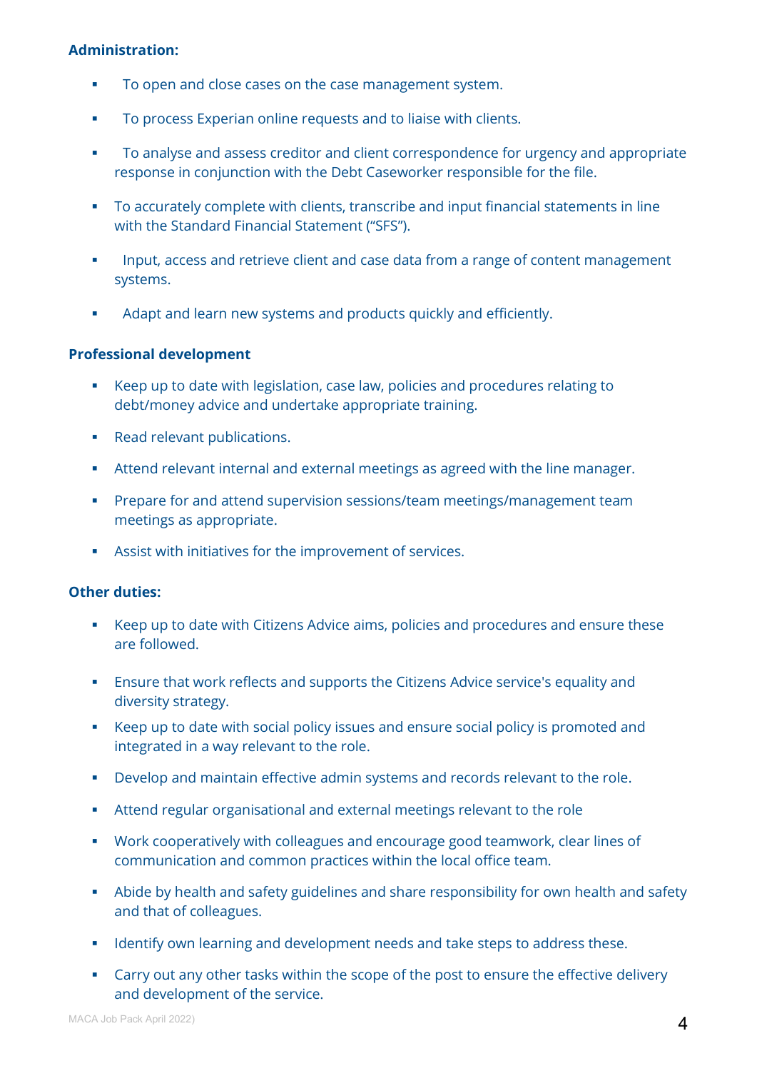**Administration:**

- To open and close cases on the case management system.
- To process Experian online requests and to liaise with clients.
- To analyse and assess creditor and client correspondence for urgency and appropriate response in conjunction with the Debt Caseworker responsible for the file.
- To accurately complete with clients, transcribe and input financial statements in line with the Standard Financial Statement (“SFS”).
- Input, access and retrieve client and case data from a range of content management systems.
- Adapt and learn new systems and products quickly and efficiently.

**Professional development**

- Keep up to date with legislation, case law, policies and procedures relating to debt/money advice and undertake appropriate training.
- Read relevant publications.
- Attend relevant internal and external meetings as agreed with the line manager.
- Prepare for and attend supervision sessions/team meetings/management team meetings as appropriate.
- Assist with initiatives for the improvement of services.

**Other duties:**

- Keep up to date with Citizens Advice aims, policies and procedures and ensure these are followed.
- Ensure that work reflects and supports the Citizens Advice service's equality and diversity strategy.
- Keep up to date with social policy issues and ensure social policy is promoted and integrated in a way relevant to the role.
- Develop and maintain effective admin systems and records relevant to the role.
- Attend regular organisational and external meetings relevant to the role
- Work cooperatively with colleagues and encourage good teamwork, clear lines of communication and common practices within the local office team.
- Abide by health and safety guidelines and share responsibility for own health and safety and that of colleagues.
- Identify own learning and development needs and take steps to address these.
- Carry out any other tasks within the scope of the post to ensure the effective delivery and development of the service.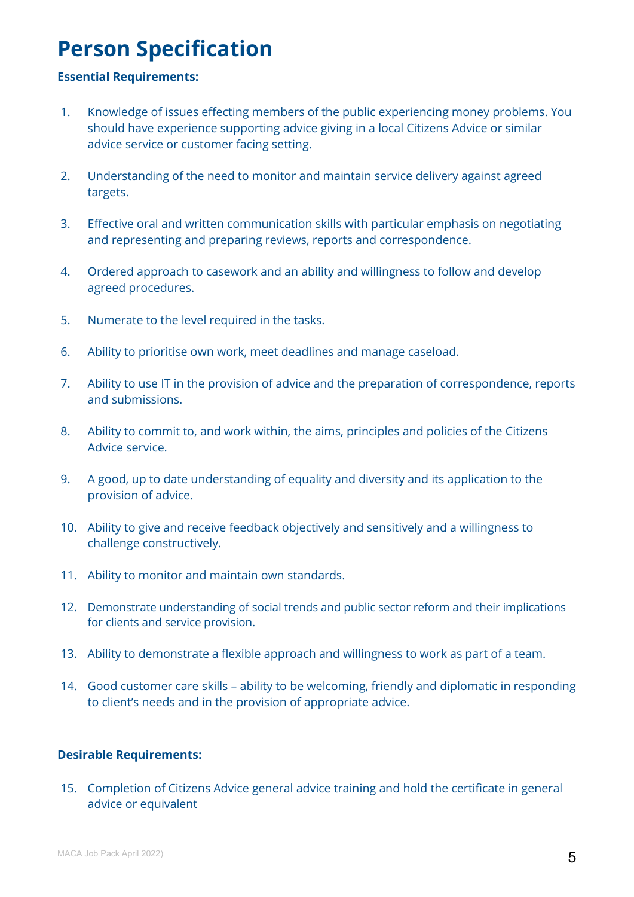# Person Specification

**Essential Requirements:**

1. Knowledge of issues effecting members of the public experiencing money problems. You should have experience supporting advice giving in a local Citizens Advice or similar advice service or customer facing setting.

2. Understanding of the need to monitor and maintain service delivery against agreed targets.

3. Effective oral and written communication skills with particular emphasis on negotiating and representing and preparing reviews, reports and correspondence.

4. Ordered approach to casework and an ability and willingness to follow and develop agreed procedures.

5. Numerate to the level required in the tasks.

6. Ability to prioritise own work, meet deadlines and manage caseload.

7. Ability to use IT in the provision of advice and the preparation of correspondence, reports and submissions.

8. Ability to commit to, and work within, the aims, principles and policies of the Citizens Advice service.

9. A good, up to date understanding of equality and diversity and its application to the provision of advice.

10. Ability to give and receive feedback objectively and sensitively and a willingness to challenge constructively.

11. Ability to monitor and maintain own standards.

12. Demonstrate understanding of social trends and public sector reform and their implications for clients and service provision.

13. Ability to demonstrate a flexible approach and willingness to work as part of a team.

14. Good customer care skills – ability to be welcoming, friendly and diplomatic in responding to client's needs and in the provision of appropriate advice.

**Desirable Requirements:**

15. Completion of Citizens Advice general advice training and hold the certificate in general advice or equivalent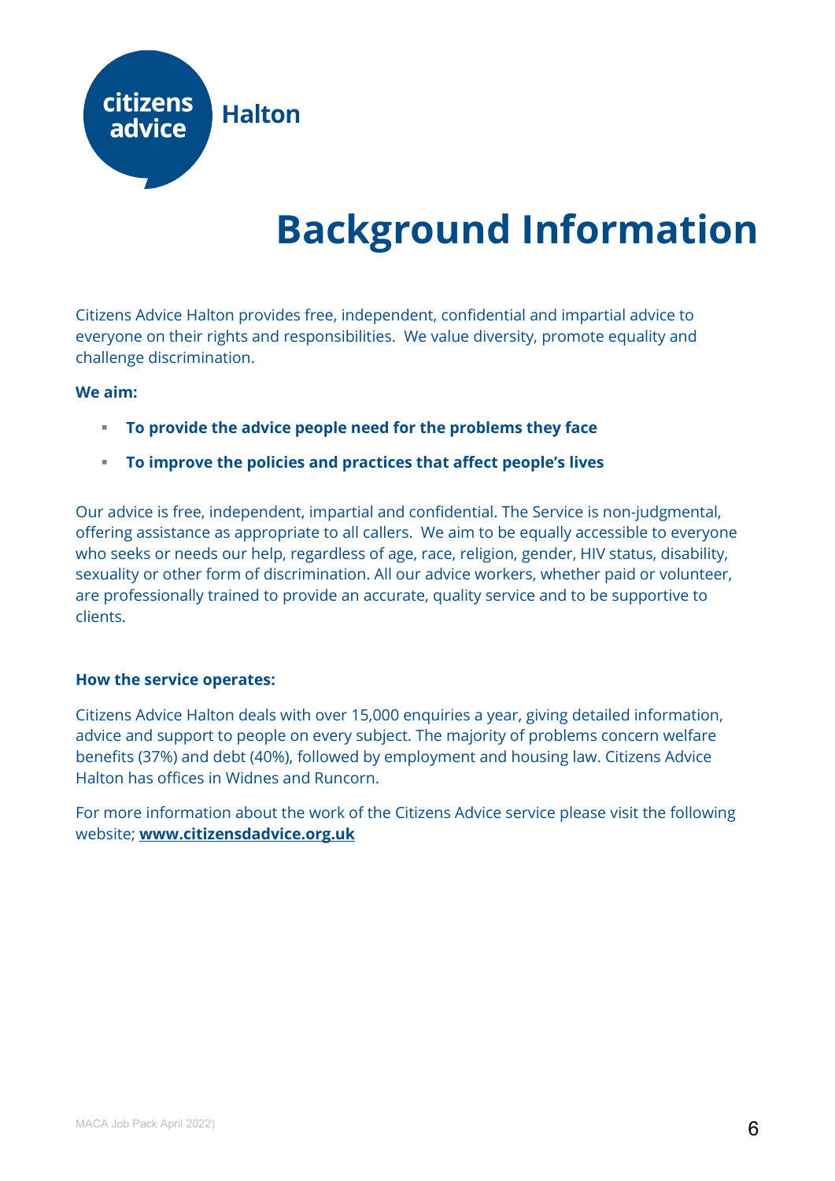citizens advice Halton

# Background Information

Citizens Advice Halton provides free, independent, confidential and impartial advice to everyone on their rights and responsibilities. We value diversity, promote equality and challenge discrimination.

**We aim:**

- **To provide the advice people need for the problems they face**
- **To improve the policies and practices that affect people's lives**

Our advice is free, independent, impartial and confidential. The Service is non-judgmental, offering assistance as appropriate to all callers. We aim to be equally accessible to everyone who seeks or needs our help, regardless of age, race, religion, gender, HIV status, disability, sexuality or other form of discrimination. All our advice workers, whether paid or volunteer, are professionally trained to provide an accurate, quality service and to be supportive to clients.

**How the service operates:**

Citizens Advice Halton deals with over 15,000 enquiries a year, giving detailed information, advice and support to people on every subject. The majority of problems concern welfare benefits (37%) and debt (40%), followed by employment and housing law. Citizens Advice Halton has offices in Widnes and Runcorn.

For more information about the work of the Citizens Advice service please visit the following website; **www.citizensdadvice.org.uk**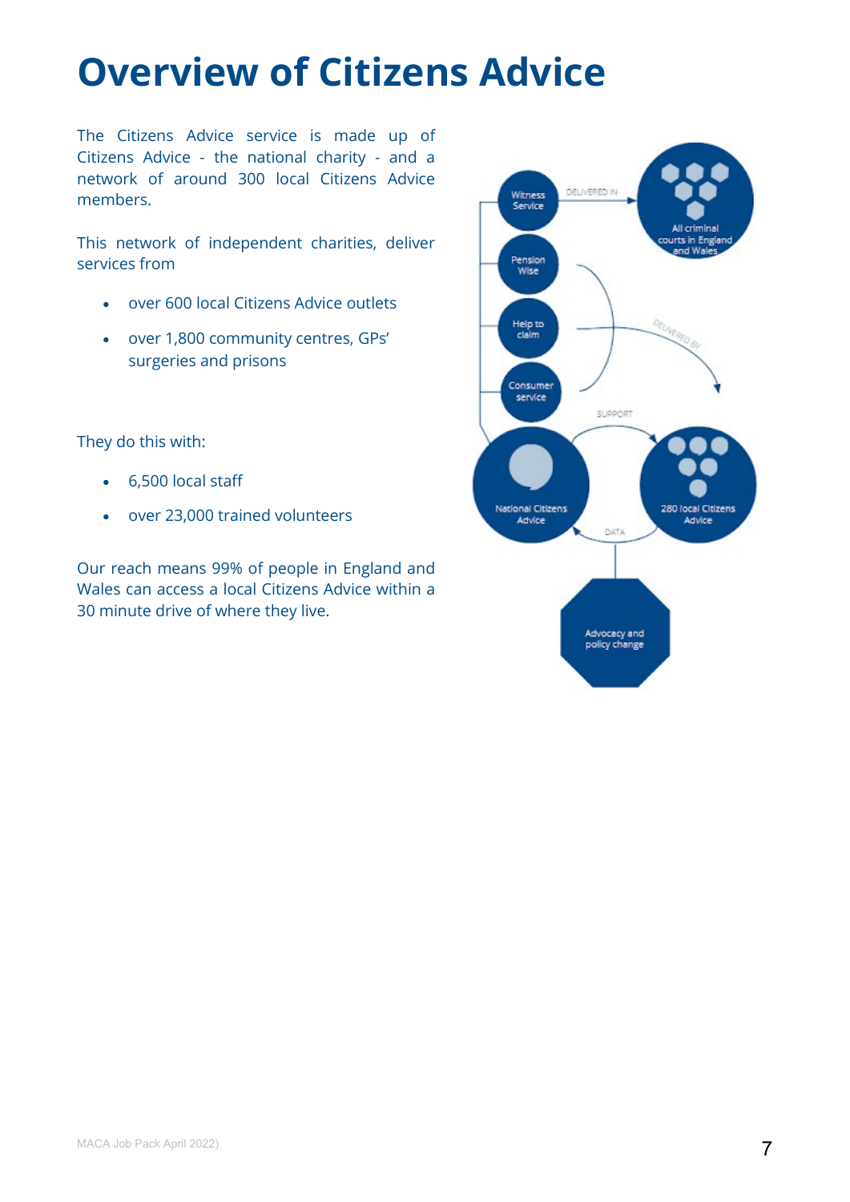# Overview of Citizens Advice

The Citizens Advice service is made up of Citizens Advice - the national charity - and a network of around 300 local Citizens Advice members.

This network of independent charities, deliver services from

- over 600 local Citizens Advice outlets
- over 1,800 community centres, GPs' surgeries and prisons

They do this with:

- 6,500 local staff
- over 23,000 trained volunteers

Our reach means 99% of people in England and Wales can access a local Citizens Advice within a 30 minute drive of where they live.

Witness Service

DELIVERED IN

All criminal courts in England and Wales

Pension Wise

Help to claim

DELIVERED BY

Consumer service

SUPPORT

National Citizens Advice

280 local Citizens Advice

DATA

Advocacy and policy change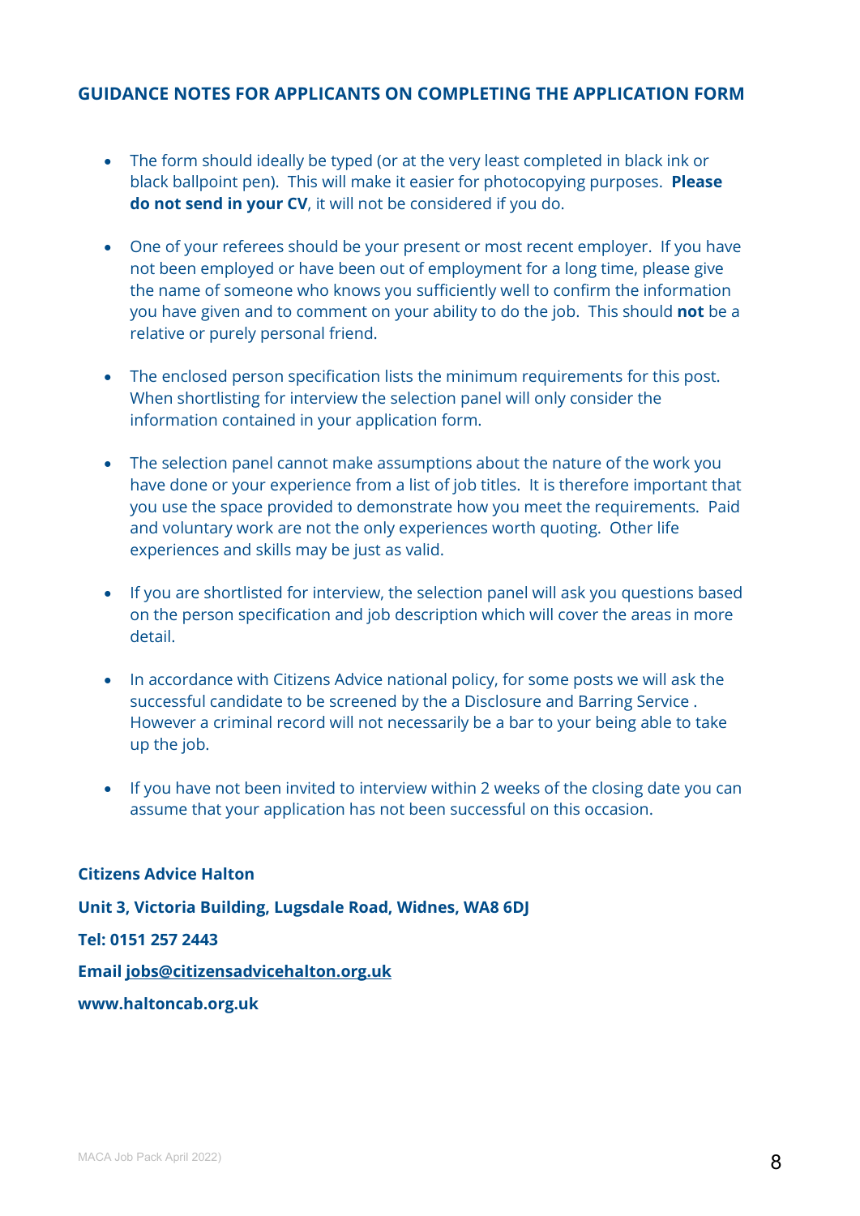## GUIDANCE NOTES FOR APPLICANTS ON COMPLETING THE APPLICATION FORM

- The form should ideally be typed (or at the very least completed in black ink or black ballpoint pen). This will make it easier for photocopying purposes. **Please do not send in your CV**, it will not be considered if you do.
- One of your referees should be your present or most recent employer. If you have not been employed or have been out of employment for a long time, please give the name of someone who knows you sufficiently well to confirm the information you have given and to comment on your ability to do the job. This should **not** be a relative or purely personal friend.
- The enclosed person specification lists the minimum requirements for this post. When shortlisting for interview the selection panel will only consider the information contained in your application form.
- The selection panel cannot make assumptions about the nature of the work you have done or your experience from a list of job titles. It is therefore important that you use the space provided to demonstrate how you meet the requirements. Paid and voluntary work are not the only experiences worth quoting. Other life experiences and skills may be just as valid.
- If you are shortlisted for interview, the selection panel will ask you questions based on the person specification and job description which will cover the areas in more detail.
- In accordance with Citizens Advice national policy, for some posts we will ask the successful candidate to be screened by the a Disclosure and Barring Service . However a criminal record will not necessarily be a bar to your being able to take up the job.
- If you have not been invited to interview within 2 weeks of the closing date you can assume that your application has not been successful on this occasion.

**Citizens Advice Halton**

**Unit 3, Victoria Building, Lugsdale Road, Widnes, WA8 6DJ**

**Tel: 0151 257 2443**

**Email jobs@citizensadvicehalton.org.uk**

**www.haltoncab.org.uk**

MACA Job Pack April 2022)